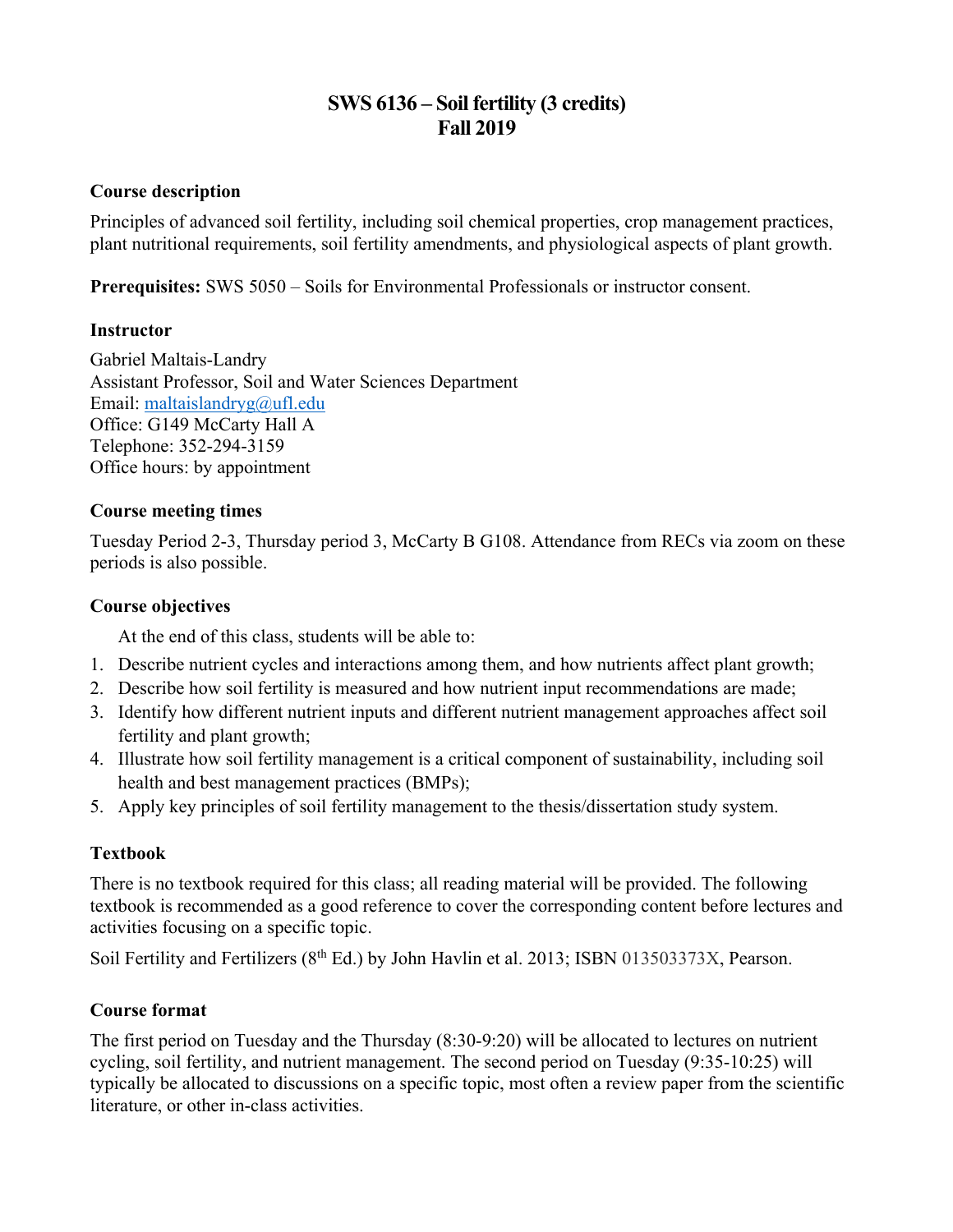# SWS 6136 – Soil fertility (3 credits)
# Fall 2019

## Course description

Principles of advanced soil fertility, including soil chemical properties, crop management practices, plant nutritional requirements, soil fertility amendments, and physiological aspects of plant growth.

**Prerequisites:** SWS 5050 – Soils for Environmental Professionals or instructor consent.

## Instructor

Gabriel Maltais-Landry
Assistant Professor, Soil and Water Sciences Department
Email: maltaislandryg@ufl.edu
Office: G149 McCarty Hall A
Telephone: 352-294-3159
Office hours: by appointment

## Course meeting times

Tuesday Period 2-3, Thursday period 3, McCarty B G108. Attendance from RECs via zoom on these periods is also possible.

## Course objectives

At the end of this class, students will be able to:

1. Describe nutrient cycles and interactions among them, and how nutrients affect plant growth;
2. Describe how soil fertility is measured and how nutrient input recommendations are made;
3. Identify how different nutrient inputs and different nutrient management approaches affect soil fertility and plant growth;
4. Illustrate how soil fertility management is a critical component of sustainability, including soil health and best management practices (BMPs);
5. Apply key principles of soil fertility management to the thesis/dissertation study system.

## Textbook

There is no textbook required for this class; all reading material will be provided. The following textbook is recommended as a good reference to cover the corresponding content before lectures and activities focusing on a specific topic.

Soil Fertility and Fertilizers (8th Ed.) by John Havlin et al. 2013; ISBN 013503373X, Pearson.

## Course format

The first period on Tuesday and the Thursday (8:30-9:20) will be allocated to lectures on nutrient cycling, soil fertility, and nutrient management. The second period on Tuesday (9:35-10:25) will typically be allocated to discussions on a specific topic, most often a review paper from the scientific literature, or other in-class activities.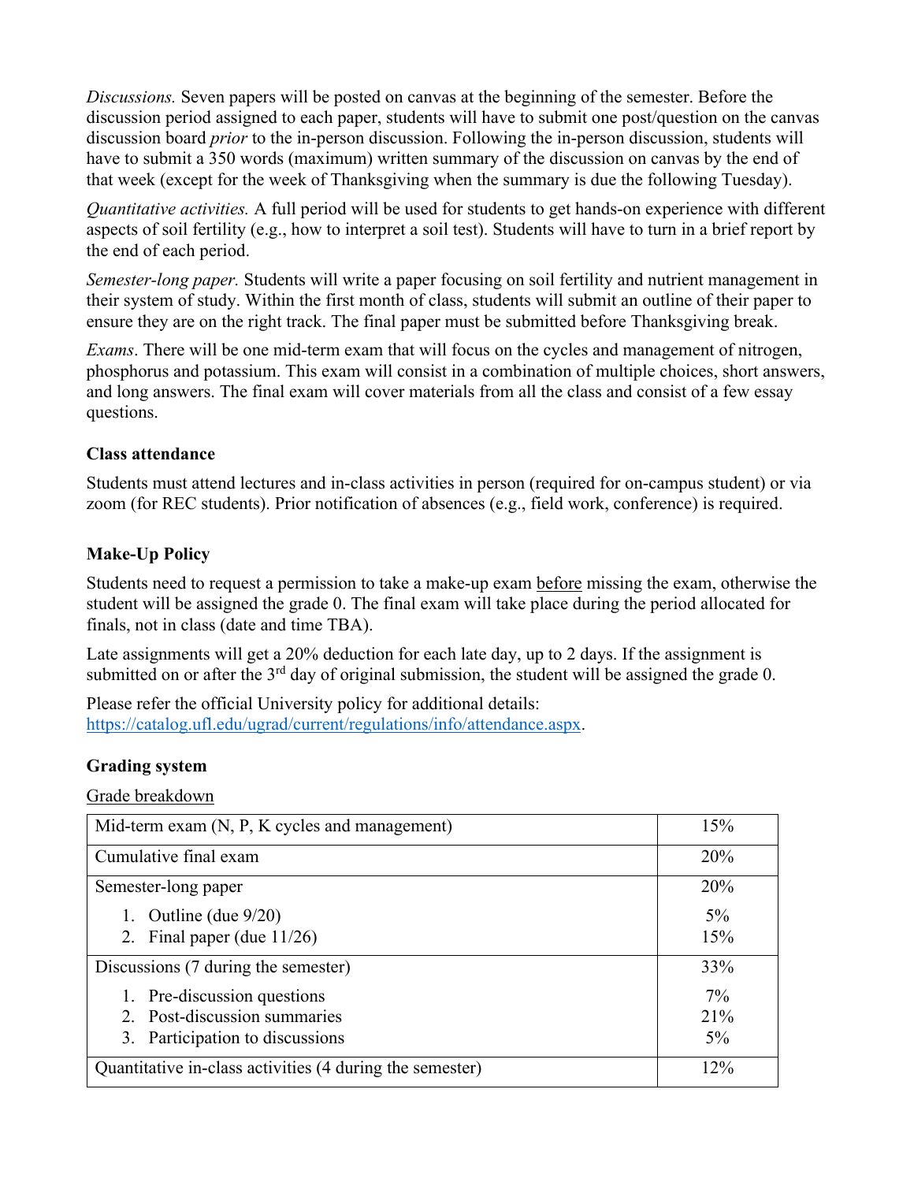*Discussions.* Seven papers will be posted on canvas at the beginning of the semester. Before the discussion period assigned to each paper, students will have to submit one post/question on the canvas discussion board *prior* to the in-person discussion. Following the in-person discussion, students will have to submit a 350 words (maximum) written summary of the discussion on canvas by the end of that week (except for the week of Thanksgiving when the summary is due the following Tuesday).

*Quantitative activities.* A full period will be used for students to get hands-on experience with different aspects of soil fertility (e.g., how to interpret a soil test). Students will have to turn in a brief report by the end of each period.

*Semester-long paper.* Students will write a paper focusing on soil fertility and nutrient management in their system of study. Within the first month of class, students will submit an outline of their paper to ensure they are on the right track. The final paper must be submitted before Thanksgiving break.

*Exams*. There will be one mid-term exam that will focus on the cycles and management of nitrogen, phosphorus and potassium. This exam will consist in a combination of multiple choices, short answers, and long answers. The final exam will cover materials from all the class and consist of a few essay questions.

**Class attendance**

Students must attend lectures and in-class activities in person (required for on-campus student) or via zoom (for REC students). Prior notification of absences (e.g., field work, conference) is required.

**Make-Up Policy**

Students need to request a permission to take a make-up exam <u>before</u> missing the exam, otherwise the student will be assigned the grade 0. The final exam will take place during the period allocated for finals, not in class (date and time TBA).

Late assignments will get a 20% deduction for each late day, up to 2 days. If the assignment is submitted on or after the 3rd day of original submission, the student will be assigned the grade 0.

Please refer the official University policy for additional details: https://catalog.ufl.edu/ugrad/current/regulations/info/attendance.aspx.

**Grading system**

<u>Grade breakdown</u>

| | |
|---|---|
| Mid-term exam (N, P, K cycles and management) | 15% |
| Cumulative final exam | 20% |
| Semester-long paper | 20% |
| 1. Outline (due 9/20) | 5% |
| 2. Final paper (due 11/26) | 15% |
| Discussions (7 during the semester) | 33% |
| 1. Pre-discussion questions | 7% |
| 2. Post-discussion summaries | 21% |
| 3. Participation to discussions | 5% |
| Quantitative in-class activities (4 during the semester) | 12% |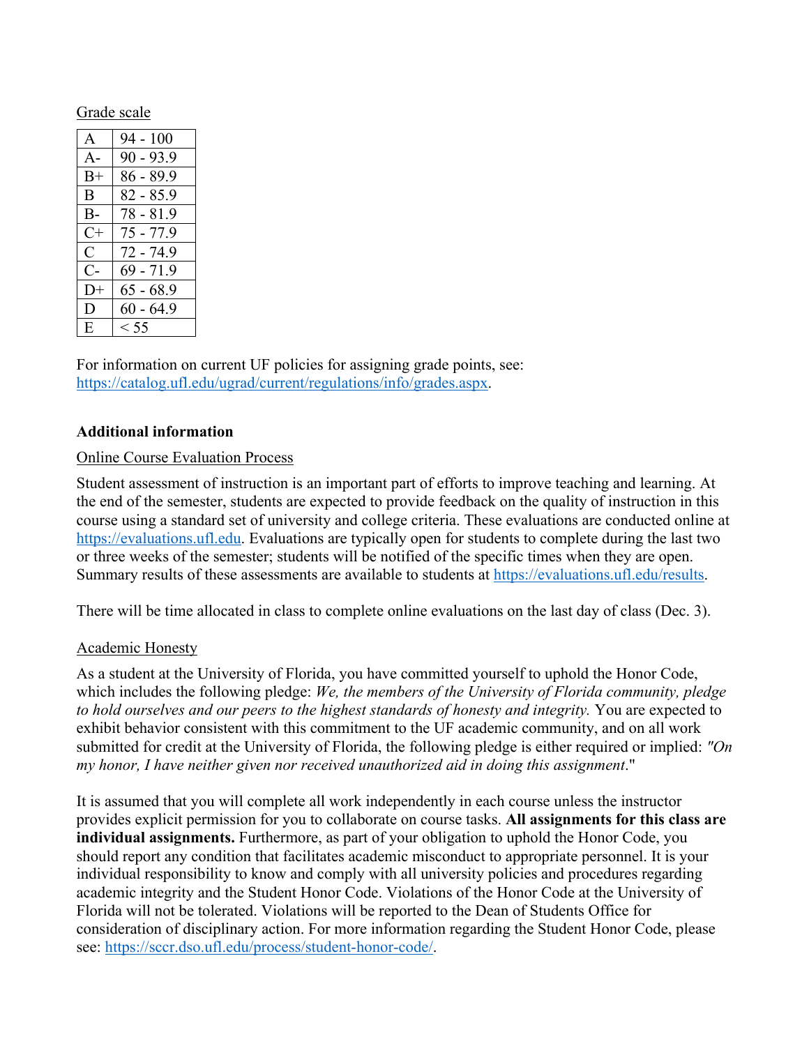Grade scale

| | |
|---|---|
| A | 94 - 100 |
| A- | 90 - 93.9 |
| B+ | 86 - 89.9 |
| B | 82 - 85.9 |
| B- | 78 - 81.9 |
| C+ | 75 - 77.9 |
| C | 72 - 74.9 |
| C- | 69 - 71.9 |
| D+ | 65 - 68.9 |
| D | 60 - 64.9 |
| E | < 55 |

For information on current UF policies for assigning grade points, see: https://catalog.ufl.edu/ugrad/current/regulations/info/grades.aspx.

**Additional information**

Online Course Evaluation Process

Student assessment of instruction is an important part of efforts to improve teaching and learning. At the end of the semester, students are expected to provide feedback on the quality of instruction in this course using a standard set of university and college criteria. These evaluations are conducted online at https://evaluations.ufl.edu. Evaluations are typically open for students to complete during the last two or three weeks of the semester; students will be notified of the specific times when they are open. Summary results of these assessments are available to students at https://evaluations.ufl.edu/results.

There will be time allocated in class to complete online evaluations on the last day of class (Dec. 3).

Academic Honesty

As a student at the University of Florida, you have committed yourself to uphold the Honor Code, which includes the following pledge: *We, the members of the University of Florida community, pledge to hold ourselves and our peers to the highest standards of honesty and integrity.* You are expected to exhibit behavior consistent with this commitment to the UF academic community, and on all work submitted for credit at the University of Florida, the following pledge is either required or implied: *"On my honor, I have neither given nor received unauthorized aid in doing this assignment*."

It is assumed that you will complete all work independently in each course unless the instructor provides explicit permission for you to collaborate on course tasks. **All assignments for this class are individual assignments.** Furthermore, as part of your obligation to uphold the Honor Code, you should report any condition that facilitates academic misconduct to appropriate personnel. It is your individual responsibility to know and comply with all university policies and procedures regarding academic integrity and the Student Honor Code. Violations of the Honor Code at the University of Florida will not be tolerated. Violations will be reported to the Dean of Students Office for consideration of disciplinary action. For more information regarding the Student Honor Code, please see: https://sccr.dso.ufl.edu/process/student-honor-code/.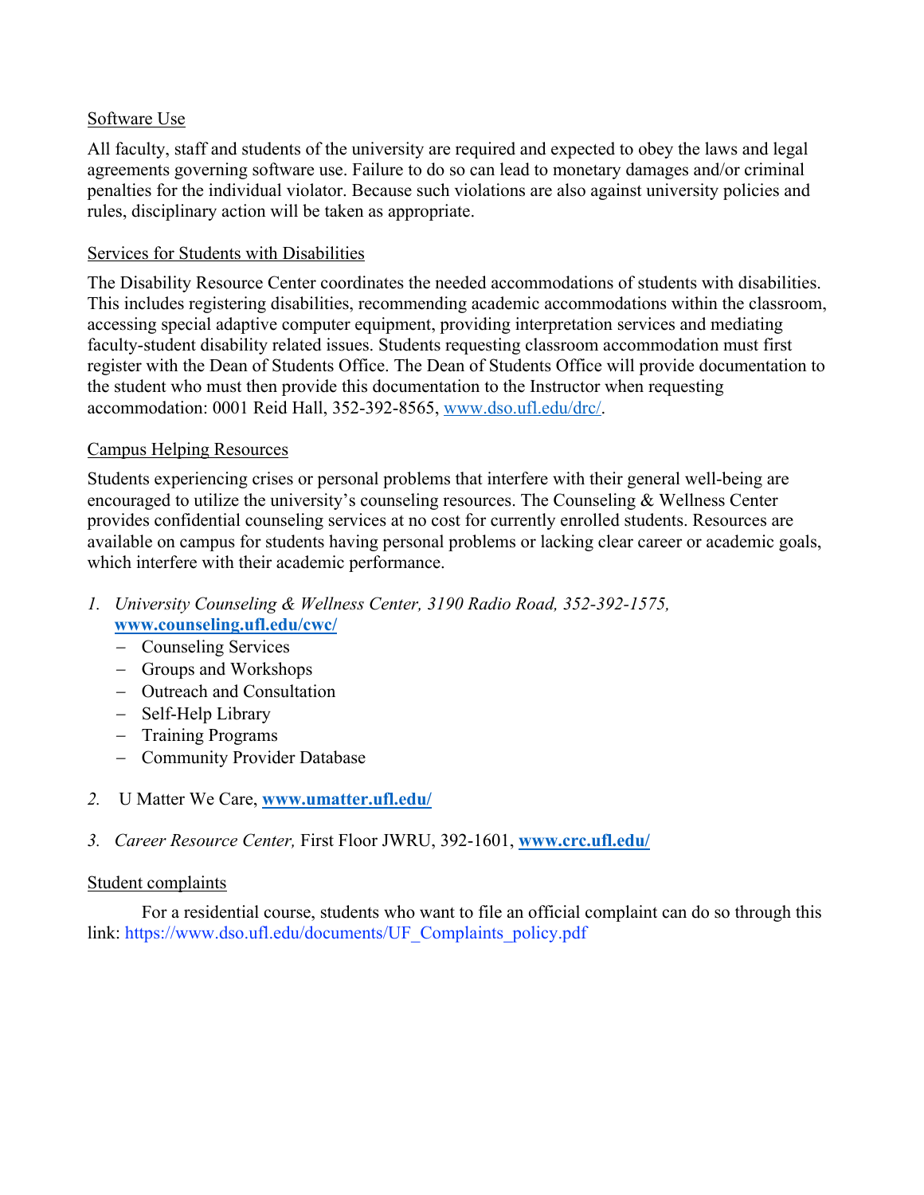## Software Use

All faculty, staff and students of the university are required and expected to obey the laws and legal agreements governing software use. Failure to do so can lead to monetary damages and/or criminal penalties for the individual violator. Because such violations are also against university policies and rules, disciplinary action will be taken as appropriate.

## Services for Students with Disabilities

The Disability Resource Center coordinates the needed accommodations of students with disabilities. This includes registering disabilities, recommending academic accommodations within the classroom, accessing special adaptive computer equipment, providing interpretation services and mediating faculty-student disability related issues. Students requesting classroom accommodation must first register with the Dean of Students Office. The Dean of Students Office will provide documentation to the student who must then provide this documentation to the Instructor when requesting accommodation: 0001 Reid Hall, 352-392-8565, www.dso.ufl.edu/drc/.

## Campus Helping Resources

Students experiencing crises or personal problems that interfere with their general well-being are encouraged to utilize the university's counseling resources. The Counseling & Wellness Center provides confidential counseling services at no cost for currently enrolled students. Resources are available on campus for students having personal problems or lacking clear career or academic goals, which interfere with their academic performance.

1. *University Counseling & Wellness Center, 3190 Radio Road, 352-392-1575,* **www.counseling.ufl.edu/cwc/**
   - Counseling Services
   - Groups and Workshops
   - Outreach and Consultation
   - Self-Help Library
   - Training Programs
   - Community Provider Database
2. U Matter We Care, **www.umatter.ufl.edu/**
3. *Career Resource Center,* First Floor JWRU, 392-1601, **www.crc.ufl.edu/**

## Student complaints

For a residential course, students who want to file an official complaint can do so through this link: https://www.dso.ufl.edu/documents/UF_Complaints_policy.pdf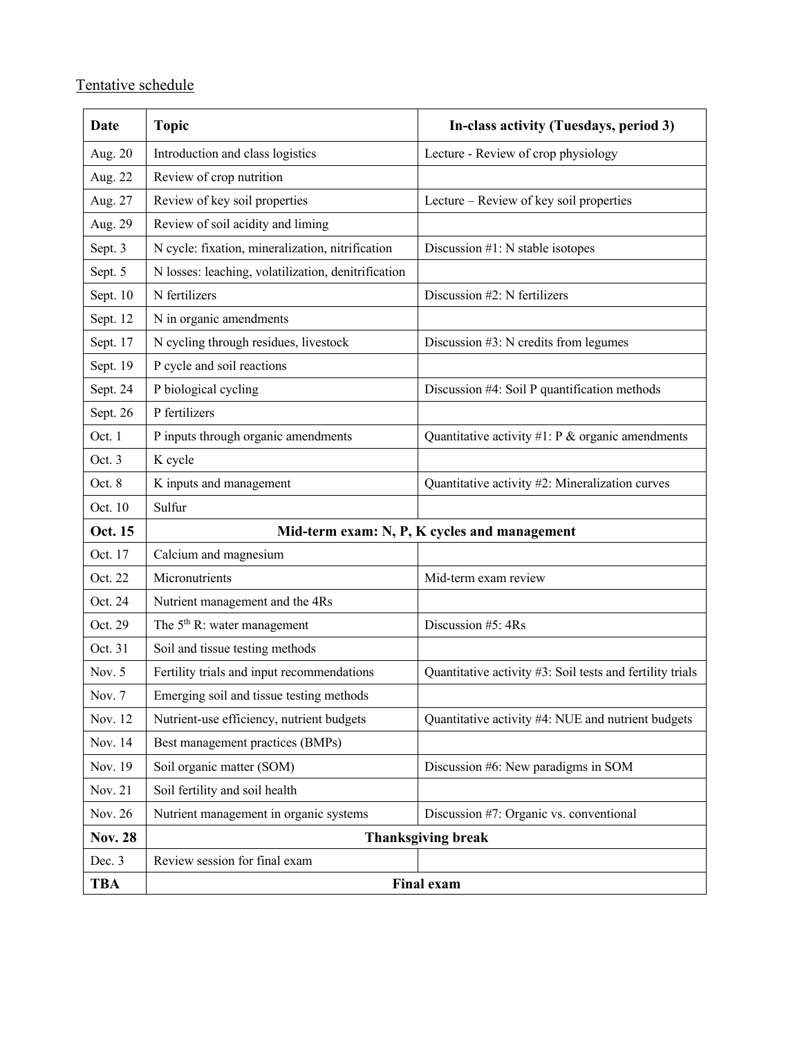Tentative schedule

| Date | Topic | In-class activity (Tuesdays, period 3) |
|---|---|---|
| Aug. 20 | Introduction and class logistics | Lecture - Review of crop physiology |
| Aug. 22 | Review of crop nutrition | |
| Aug. 27 | Review of key soil properties | Lecture – Review of key soil properties |
| Aug. 29 | Review of soil acidity and liming | |
| Sept. 3 | N cycle: fixation, mineralization, nitrification | Discussion #1: N stable isotopes |
| Sept. 5 | N losses: leaching, volatilization, denitrification | |
| Sept. 10 | N fertilizers | Discussion #2: N fertilizers |
| Sept. 12 | N in organic amendments | |
| Sept. 17 | N cycling through residues, livestock | Discussion #3: N credits from legumes |
| Sept. 19 | P cycle and soil reactions | |
| Sept. 24 | P biological cycling | Discussion #4: Soil P quantification methods |
| Sept. 26 | P fertilizers | |
| Oct. 1 | P inputs through organic amendments | Quantitative activity #1: P & organic amendments |
| Oct. 3 | K cycle | |
| Oct. 8 | K inputs and management | Quantitative activity #2: Mineralization curves |
| Oct. 10 | Sulfur | |
| **Oct. 15** | **Mid-term exam: N, P, K cycles and management** | |
| Oct. 17 | Calcium and magnesium | |
| Oct. 22 | Micronutrients | Mid-term exam review |
| Oct. 24 | Nutrient management and the 4Rs | |
| Oct. 29 | The 5th R: water management | Discussion #5: 4Rs |
| Oct. 31 | Soil and tissue testing methods | |
| Nov. 5 | Fertility trials and input recommendations | Quantitative activity #3: Soil tests and fertility trials |
| Nov. 7 | Emerging soil and tissue testing methods | |
| Nov. 12 | Nutrient-use efficiency, nutrient budgets | Quantitative activity #4: NUE and nutrient budgets |
| Nov. 14 | Best management practices (BMPs) | |
| Nov. 19 | Soil organic matter (SOM) | Discussion #6: New paradigms in SOM |
| Nov. 21 | Soil fertility and soil health | |
| Nov. 26 | Nutrient management in organic systems | Discussion #7: Organic vs. conventional |
| **Nov. 28** | **Thanksgiving break** | |
| Dec. 3 | Review session for final exam | |
| **TBA** | **Final exam** | |